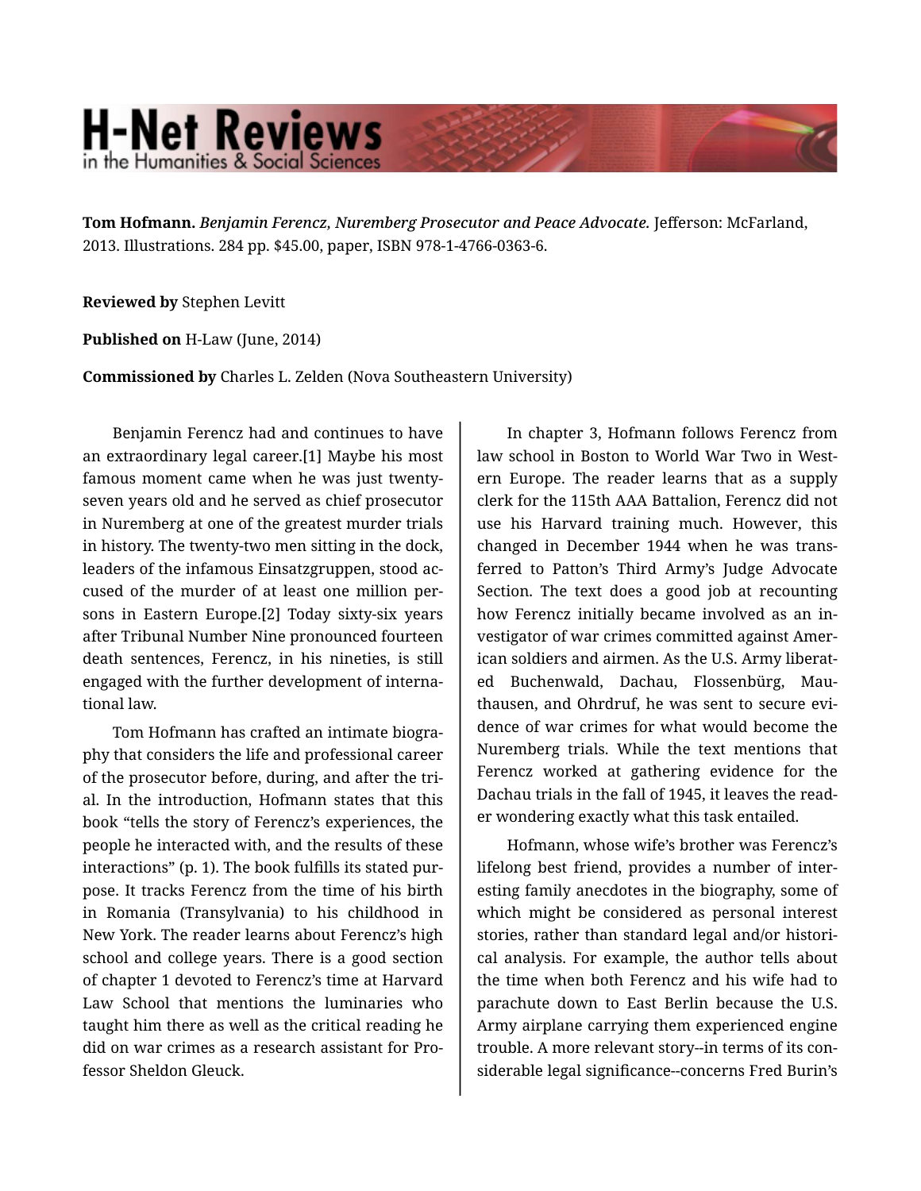# H-Net Reviews in the Humanities & Social Sciences

**Tom Hofmann.** *Benjamin Ferencz, Nuremberg Prosecutor and Peace Advocate.* Jefferson: McFarland, 2013. Illustrations. 284 pp. $45.00, paper, ISBN 978-1-4766-0363-6.

**Reviewed by** Stephen Levitt

**Published on** H-Law (June, 2014)

**Commissioned by** Charles L. Zelden (Nova Southeastern University)

Benjamin Ferencz had and continues to have an extraordinary legal career.[1] Maybe his most famous moment came when he was just twenty-seven years old and he served as chief prosecutor in Nuremberg at one of the greatest murder trials in history. The twenty-two men sitting in the dock, leaders of the infamous Einsatzgruppen, stood accused of the murder of at least one million persons in Eastern Europe.[2] Today sixty-six years after Tribunal Number Nine pronounced fourteen death sentences, Ferencz, in his nineties, is still engaged with the further development of international law.

Tom Hofmann has crafted an intimate biography that considers the life and professional career of the prosecutor before, during, and after the trial. In the introduction, Hofmann states that this book "tells the story of Ferencz's experiences, the people he interacted with, and the results of these interactions" (p. 1). The book fulfills its stated purpose. It tracks Ferencz from the time of his birth in Romania (Transylvania) to his childhood in New York. The reader learns about Ferencz's high school and college years. There is a good section of chapter 1 devoted to Ferencz's time at Harvard Law School that mentions the luminaries who taught him there as well as the critical reading he did on war crimes as a research assistant for Professor Sheldon Gleuck.

In chapter 3, Hofmann follows Ferencz from law school in Boston to World War Two in Western Europe. The reader learns that as a supply clerk for the 115th AAA Battalion, Ferencz did not use his Harvard training much. However, this changed in December 1944 when he was transferred to Patton's Third Army's Judge Advocate Section. The text does a good job at recounting how Ferencz initially became involved as an investigator of war crimes committed against American soldiers and airmen. As the U.S. Army liberated Buchenwald, Dachau, Flossenbürg, Mauthausen, and Ohrdruf, he was sent to secure evidence of war crimes for what would become the Nuremberg trials. While the text mentions that Ferencz worked at gathering evidence for the Dachau trials in the fall of 1945, it leaves the reader wondering exactly what this task entailed.

Hofmann, whose wife's brother was Ferencz's lifelong best friend, provides a number of interesting family anecdotes in the biography, some of which might be considered as personal interest stories, rather than standard legal and/or historical analysis. For example, the author tells about the time when both Ferencz and his wife had to parachute down to East Berlin because the U.S. Army airplane carrying them experienced engine trouble. A more relevant story--in terms of its considerable legal significance--concerns Fred Burin's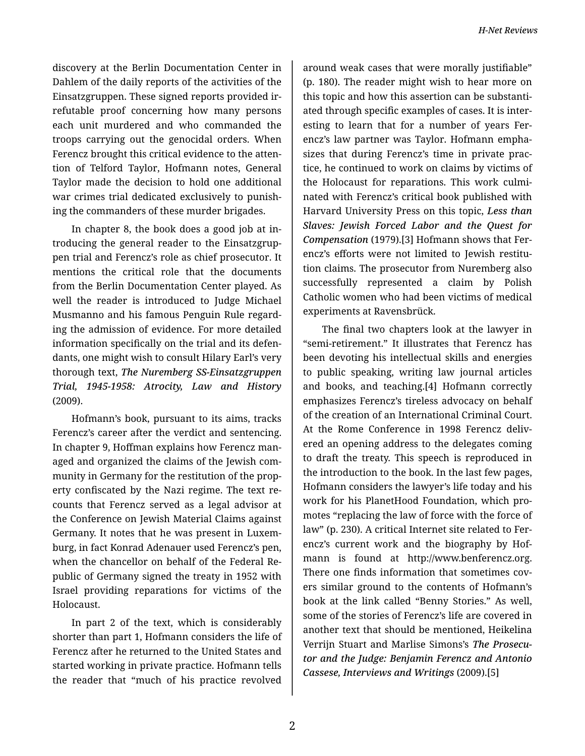discovery at the Berlin Documentation Center in Dahlem of the daily reports of the activities of the Einsatzgruppen. These signed reports provided irrefutable proof concerning how many persons each unit murdered and who commanded the troops carrying out the genocidal orders. When Ferencz brought this critical evidence to the attention of Telford Taylor, Hofmann notes, General Taylor made the decision to hold one additional war crimes trial dedicated exclusively to punishing the commanders of these murder brigades.

In chapter 8, the book does a good job at introducing the general reader to the Einsatzgruppen trial and Ferencz's role as chief prosecutor. It mentions the critical role that the documents from the Berlin Documentation Center played. As well the reader is introduced to Judge Michael Musmanno and his famous Penguin Rule regarding the admission of evidence. For more detailed information specifically on the trial and its defendants, one might wish to consult Hilary Earl's very thorough text, ***The Nuremberg SS-Einsatzgruppen Trial, 1945-1958: Atrocity, Law and History*** (2009).

Hofmann's book, pursuant to its aims, tracks Ferencz's career after the verdict and sentencing. In chapter 9, Hoffman explains how Ferencz managed and organized the claims of the Jewish community in Germany for the restitution of the property confiscated by the Nazi regime. The text recounts that Ferencz served as a legal advisor at the Conference on Jewish Material Claims against Germany. It notes that he was present in Luxemburg, in fact Konrad Adenauer used Ferencz's pen, when the chancellor on behalf of the Federal Republic of Germany signed the treaty in 1952 with Israel providing reparations for victims of the Holocaust.

In part 2 of the text, which is considerably shorter than part 1, Hofmann considers the life of Ferencz after he returned to the United States and started working in private practice. Hofmann tells the reader that "much of his practice revolved around weak cases that were morally justifiable" (p. 180). The reader might wish to hear more on this topic and how this assertion can be substantiated through specific examples of cases. It is interesting to learn that for a number of years Ferencz's law partner was Taylor. Hofmann emphasizes that during Ferencz's time in private practice, he continued to work on claims by victims of the Holocaust for reparations. This work culminated with Ferencz's critical book published with Harvard University Press on this topic, ***Less than Slaves: Jewish Forced Labor and the Quest for Compensation*** (1979).[3] Hofmann shows that Ferencz's efforts were not limited to Jewish restitution claims. The prosecutor from Nuremberg also successfully represented a claim by Polish Catholic women who had been victims of medical experiments at Ravensbrück.

The final two chapters look at the lawyer in "semi-retirement." It illustrates that Ferencz has been devoting his intellectual skills and energies to public speaking, writing law journal articles and books, and teaching.[4] Hofmann correctly emphasizes Ferencz's tireless advocacy on behalf of the creation of an International Criminal Court. At the Rome Conference in 1998 Ferencz delivered an opening address to the delegates coming to draft the treaty. This speech is reproduced in the introduction to the book. In the last few pages, Hofmann considers the lawyer's life today and his work for his PlanetHood Foundation, which promotes "replacing the law of force with the force of law" (p. 230). A critical Internet site related to Ferencz's current work and the biography by Hofmann is found at http://www.benferencz.org. There one finds information that sometimes covers similar ground to the contents of Hofmann's book at the link called "Benny Stories." As well, some of the stories of Ferencz's life are covered in another text that should be mentioned, Heikelina Verrijn Stuart and Marlise Simons's ***The Prosecutor and the Judge: Benjamin Ferencz and Antonio Cassese, Interviews and Writings*** (2009).[5]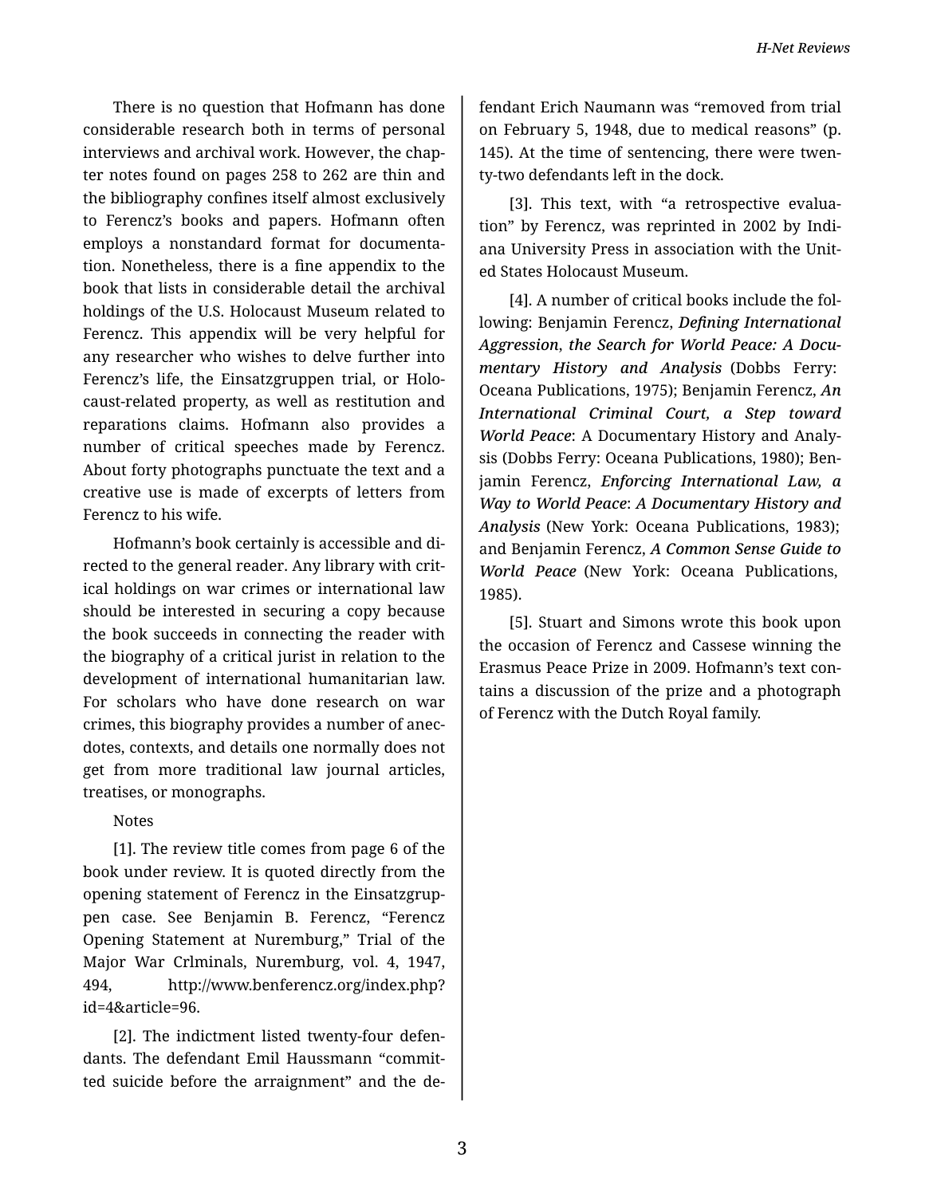There is no question that Hofmann has done considerable research both in terms of personal interviews and archival work. However, the chapter notes found on pages 258 to 262 are thin and the bibliography confines itself almost exclusively to Ferencz's books and papers. Hofmann often employs a nonstandard format for documentation. Nonetheless, there is a fine appendix to the book that lists in considerable detail the archival holdings of the U.S. Holocaust Museum related to Ferencz. This appendix will be very helpful for any researcher who wishes to delve further into Ferencz's life, the Einsatzgruppen trial, or Holocaust-related property, as well as restitution and reparations claims. Hofmann also provides a number of critical speeches made by Ferencz. About forty photographs punctuate the text and a creative use is made of excerpts of letters from Ferencz to his wife.

Hofmann's book certainly is accessible and directed to the general reader. Any library with critical holdings on war crimes or international law should be interested in securing a copy because the book succeeds in connecting the reader with the biography of a critical jurist in relation to the development of international humanitarian law. For scholars who have done research on war crimes, this biography provides a number of anecdotes, contexts, and details one normally does not get from more traditional law journal articles, treatises, or monographs.

Notes

[1]. The review title comes from page 6 of the book under review. It is quoted directly from the opening statement of Ferencz in the Einsatzgruppen case. See Benjamin B. Ferencz, "Ferencz Opening Statement at Nuremburg," Trial of the Major War Crlminals, Nuremburg, vol. 4, 1947, 494, http://www.benferencz.org/index.php?id=4&article=96.

[2]. The indictment listed twenty-four defendants. The defendant Emil Haussmann "committed suicide before the arraignment" and the defendant Erich Naumann was "removed from trial on February 5, 1948, due to medical reasons" (p. 145). At the time of sentencing, there were twenty-two defendants left in the dock.

[3]. This text, with "a retrospective evaluation" by Ferencz, was reprinted in 2002 by Indiana University Press in association with the United States Holocaust Museum.

[4]. A number of critical books include the following: Benjamin Ferencz, ***Defining International Aggression*, *the Search for World Peace: A Documentary History and Analysis*** (Dobbs Ferry: Oceana Publications, 1975); Benjamin Ferencz, ***An International Criminal Court, a Step toward World Peace***: A Documentary History and Analysis (Dobbs Ferry: Oceana Publications, 1980); Benjamin Ferencz, ***Enforcing International Law, a Way to World Peace*: *A Documentary History and Analysis*** (New York: Oceana Publications, 1983); and Benjamin Ferencz, ***A Common Sense Guide to World Peace*** (New York: Oceana Publications, 1985).

[5]. Stuart and Simons wrote this book upon the occasion of Ferencz and Cassese winning the Erasmus Peace Prize in 2009. Hofmann's text contains a discussion of the prize and a photograph of Ferencz with the Dutch Royal family.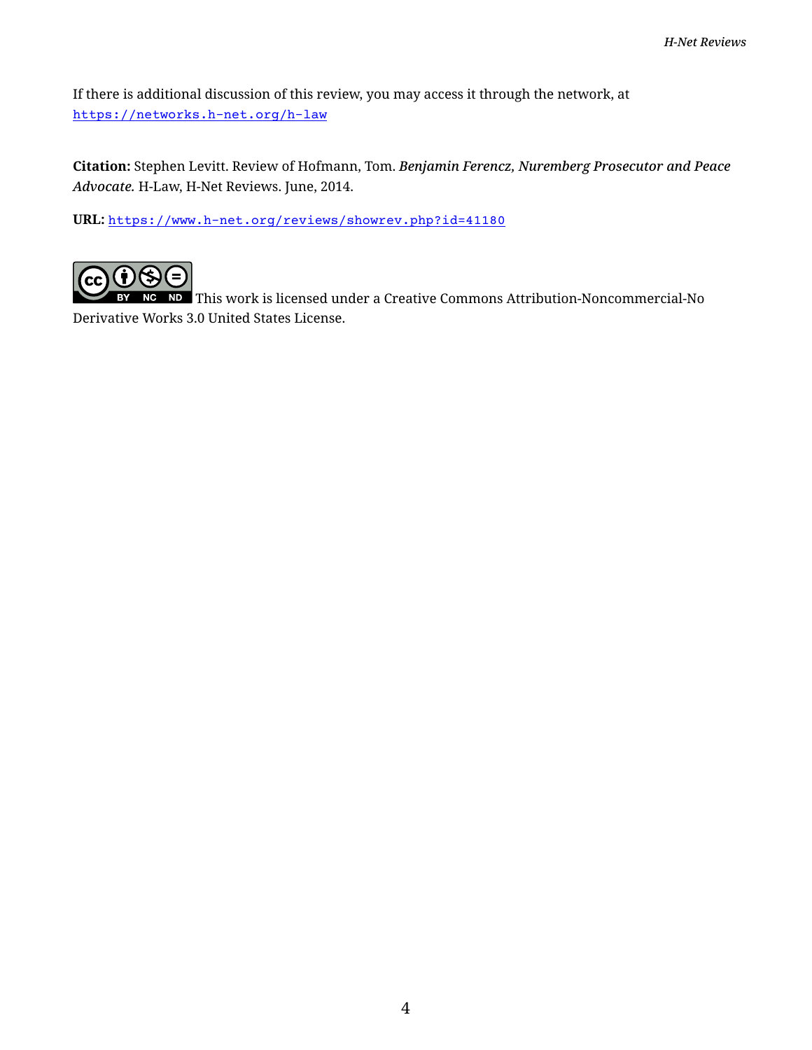If there is additional discussion of this review, you may access it through the network, at https://networks.h-net.org/h-law

**Citation:** Stephen Levitt. Review of Hofmann, Tom. ***Benjamin Ferencz, Nuremberg Prosecutor and Peace Advocate.*** H-Law, H-Net Reviews. June, 2014.

**URL:** https://www.h-net.org/reviews/showrev.php?id=41180

This work is licensed under a Creative Commons Attribution-Noncommercial-No Derivative Works 3.0 United States License.